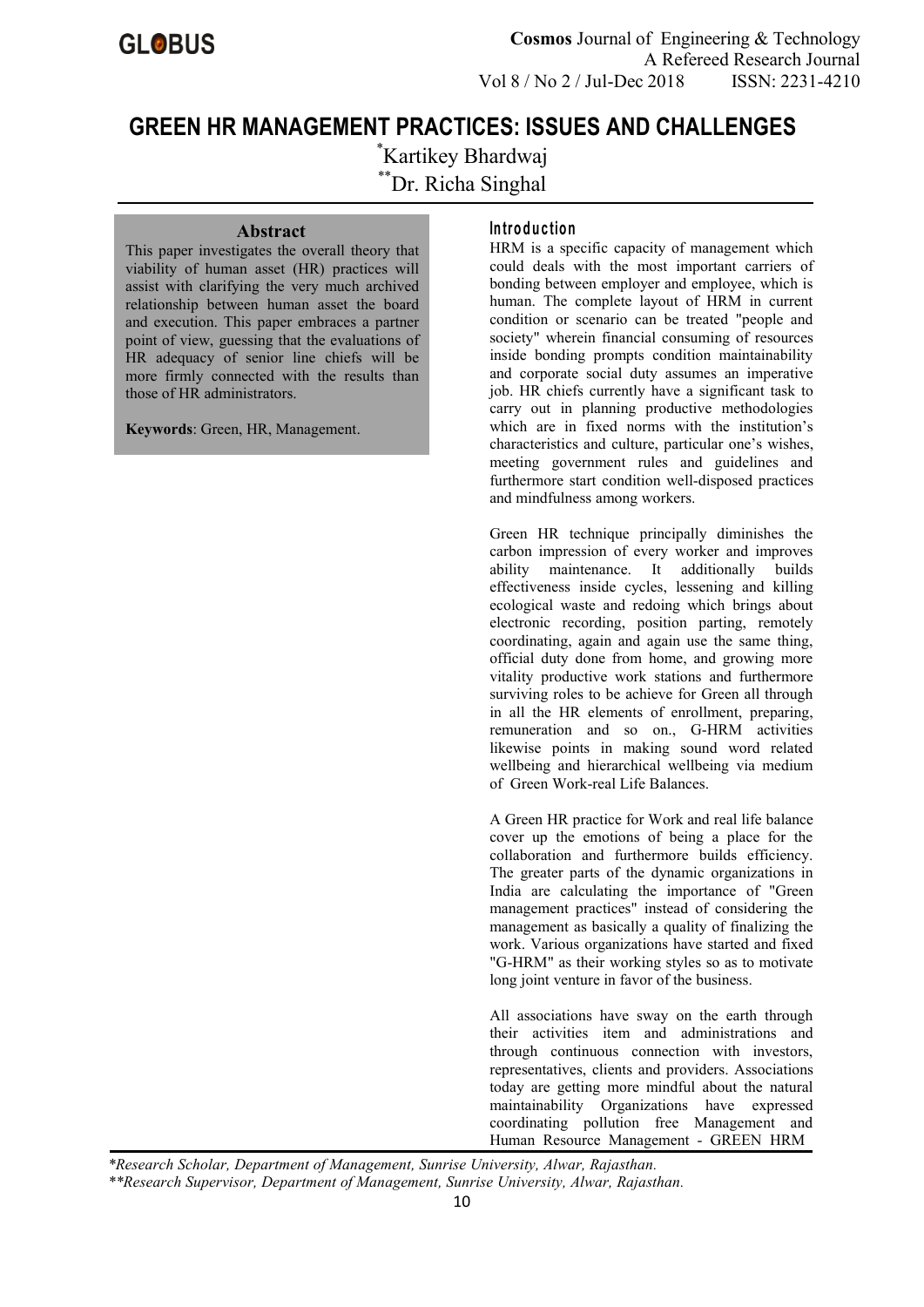# GREEN HR MANAGEMENT PRACTICES: ISSUES AND CHALLENGES

[*]Kartikey Bhardwaj

[**]Dr. Richa Singhal

## Abstract

This paper investigates the overall theory that viability of human asset (HR) practices will assist with clarifying the very much archived relationship between human asset the board and execution. This paper embraces a partner point of view, guessing that the evaluations of HR adequacy of senior line chiefs will be more firmly connected with the results than those of HR administrators.

**Keywords**: Green, HR, Management.

## Introduction

HRM is a specific capacity of management which could deals with the most important carriers of bonding between employer and employee, which is human. The complete layout of HRM in current condition or scenario can be treated "people and society" wherein financial consuming of resources inside bonding prompts condition maintainability and corporate social duty assumes an imperative job. HR chiefs currently have a significant task to carry out in planning productive methodologies which are in fixed norms with the institution's characteristics and culture, particular one's wishes, meeting government rules and guidelines and furthermore start condition well-disposed practices and mindfulness among workers.

Green HR technique principally diminishes the carbon impression of every worker and improves ability maintenance. It additionally builds effectiveness inside cycles, lessening and killing ecological waste and redoing which brings about electronic recording, position parting, remotely coordinating, again and again use the same thing, official duty done from home, and growing more vitality productive work stations and furthermore surviving roles to be achieve for Green all through in all the HR elements of enrollment, preparing, remuneration and so on., G-HRM activities likewise points in making sound word related wellbeing and hierarchical wellbeing via medium of Green Work-real Life Balances.

A Green HR practice for Work and real life balance cover up the emotions of being a place for the collaboration and furthermore builds efficiency. The greater parts of the dynamic organizations in India are calculating the importance of "Green management practices" instead of considering the management as basically a quality of finalizing the work. Various organizations have started and fixed "G-HRM" as their working styles so as to motivate long joint venture in favor of the business.

All associations have sway on the earth through their activities item and administrations and through continuous connection with investors, representatives, clients and providers. Associations today are getting more mindful about the natural maintainability Organizations have expressed coordinating pollution free Management and Human Resource Management - GREEN HRM

*Research Scholar, Department of Management, Sunrise University, Alwar, Rajasthan.*

*\*\*Research Supervisor, Department of Management, Sunrise University, Alwar, Rajasthan.*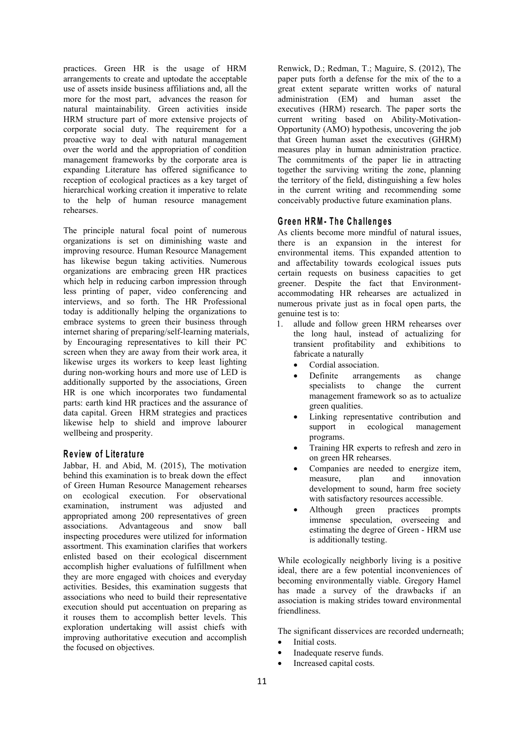practices. Green HR is the usage of HRM arrangements to create and uptodate the acceptable use of assets inside business affiliations and, all the more for the most part, advances the reason for natural maintainability. Green activities inside HRM structure part of more extensive projects of corporate social duty. The requirement for a proactive way to deal with natural management over the world and the appropriation of condition management frameworks by the corporate area is expanding Literature has offered significance to reception of ecological practices as a key target of hierarchical working creation it imperative to relate to the help of human resource management rehearses.

The principle natural focal point of numerous organizations is set on diminishing waste and improving resource. Human Resource Management has likewise begun taking activities. Numerous organizations are embracing green HR practices which help in reducing carbon impression through less printing of paper, video conferencing and interviews, and so forth. The HR Professional today is additionally helping the organizations to embrace systems to green their business through internet sharing of preparing/self-learning materials, by Encouraging representatives to kill their PC screen when they are away from their work area, it likewise urges its workers to keep least lighting during non-working hours and more use of LED is additionally supported by the associations, Green HR is one which incorporates two fundamental parts: earth kind HR practices and the assurance of data capital. Green HRM strategies and practices likewise help to shield and improve labourer wellbeing and prosperity.

## Review of Literature

Jabbar, H. and Abid, M. (2015), The motivation behind this examination is to break down the effect of Green Human Resource Management rehearses on ecological execution. For observational examination, instrument was adjusted and appropriated among 200 representatives of green associations. Advantageous and snow ball inspecting procedures were utilized for information assortment. This examination clarifies that workers enlisted based on their ecological discernment accomplish higher evaluations of fulfillment when they are more engaged with choices and everyday activities. Besides, this examination suggests that associations who need to build their representative execution should put accentuation on preparing as it rouses them to accomplish better levels. This exploration undertaking will assist chiefs with improving authoritative execution and accomplish the focused on objectives.

Renwick, D.; Redman, T.; Maguire, S. (2012), The paper puts forth a defense for the mix of the to a great extent separate written works of natural administration (EM) and human asset the executives (HRM) research. The paper sorts the current writing based on Ability-Motivation-Opportunity (AMO) hypothesis, uncovering the job that Green human asset the executives (GHRM) measures play in human administration practice. The commitments of the paper lie in attracting together the surviving writing the zone, planning the territory of the field, distinguishing a few holes in the current writing and recommending some conceivably productive future examination plans.

## Green HRM- The Challenges

As clients become more mindful of natural issues, there is an expansion in the interest for environmental items. This expanded attention to and affectability towards ecological issues puts certain requests on business capacities to get greener. Despite the fact that Environment-accommodating HR rehearses are actualized in numerous private just as in focal open parts, the genuine test is to:

1. allude and follow green HRM rehearses over the long haul, instead of actualizing for transient profitability and exhibitions to fabricate a naturally
   - Cordial association.
   - Definite arrangements as change specialists to change the current management framework so as to actualize green qualities.
   - Linking representative contribution and support in ecological management programs.
   - Training HR experts to refresh and zero in on green HR rehearses.
   - Companies are needed to energize item, measure, plan and innovation development to sound, harm free society with satisfactory resources accessible.
   - Although green practices prompts immense speculation, overseeing and estimating the degree of Green - HRM use is additionally testing.

While ecologically neighborly living is a positive ideal, there are a few potential inconveniences of becoming environmentally viable. Gregory Hamel has made a survey of the drawbacks if an association is making strides toward environmental friendliness.

The significant disservices are recorded underneath;

- Initial costs.
- Inadequate reserve funds.
- Increased capital costs.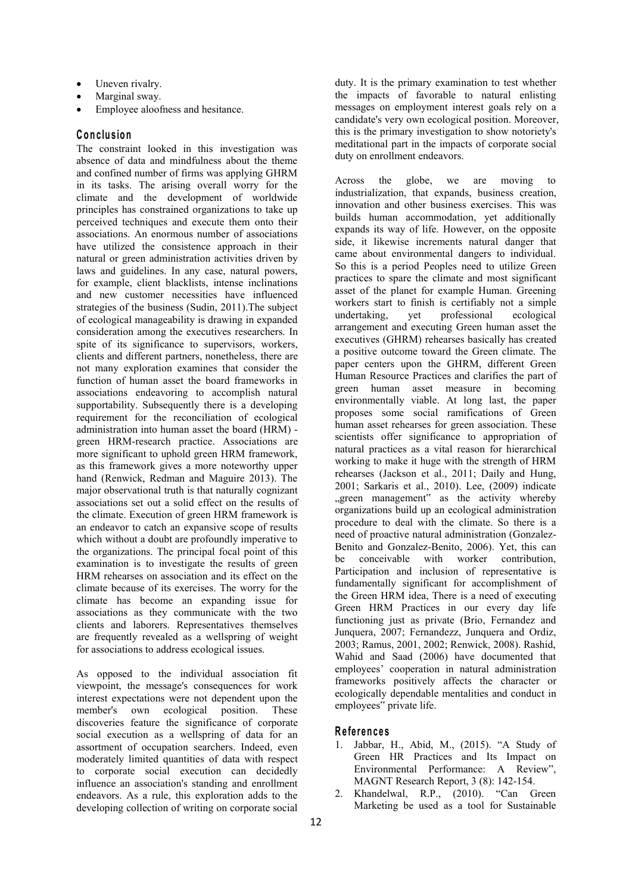- Uneven rivalry.
- Marginal sway.
- Employee aloofness and hesitance.

## Conclusion

The constraint looked in this investigation was absence of data and mindfulness about the theme and confined number of firms was applying GHRM in its tasks. The arising overall worry for the climate and the development of worldwide principles has constrained organizations to take up perceived techniques and execute them onto their associations. An enormous number of associations have utilized the consistence approach in their natural or green administration activities driven by laws and guidelines. In any case, natural powers, for example, client blacklists, intense inclinations and new customer necessities have influenced strategies of the business (Sudin, 2011).The subject of ecological manageability is drawing in expanded consideration among the executives researchers. In spite of its significance to supervisors, workers, clients and different partners, nonetheless, there are not many exploration examines that consider the function of human asset the board frameworks in associations endeavoring to accomplish natural supportability. Subsequently there is a developing requirement for the reconciliation of ecological administration into human asset the board (HRM) - green HRM-research practice. Associations are more significant to uphold green HRM framework, as this framework gives a more noteworthy upper hand (Renwick, Redman and Maguire 2013). The major observational truth is that naturally cognizant associations set out a solid effect on the results of the climate. Execution of green HRM framework is an endeavor to catch an expansive scope of results which without a doubt are profoundly imperative to the organizations. The principal focal point of this examination is to investigate the results of green HRM rehearses on association and its effect on the climate because of its exercises. The worry for the climate has become an expanding issue for associations as they communicate with the two clients and laborers. Representatives themselves are frequently revealed as a wellspring of weight for associations to address ecological issues.

As opposed to the individual association fit viewpoint, the message's consequences for work interest expectations were not dependent upon the member's own ecological position. These discoveries feature the significance of corporate social execution as a wellspring of data for an assortment of occupation searchers. Indeed, even moderately limited quantities of data with respect to corporate social execution can decidedly influence an association's standing and enrollment endeavors. As a rule, this exploration adds to the developing collection of writing on corporate social duty. It is the primary examination to test whether the impacts of favorable to natural enlisting messages on employment interest goals rely on a candidate's very own ecological position. Moreover, this is the primary investigation to show notoriety's meditational part in the impacts of corporate social duty on enrollment endeavors.

Across the globe, we are moving to industrialization, that expands, business creation, innovation and other business exercises. This was builds human accommodation, yet additionally expands its way of life. However, on the opposite side, it likewise increments natural danger that came about environmental dangers to individual. So this is a period Peoples need to utilize Green practices to spare the climate and most significant asset of the planet for example Human. Greening workers start to finish is certifiably not a simple undertaking, yet professional ecological arrangement and executing Green human asset the executives (GHRM) rehearses basically has created a positive outcome toward the Green climate. The paper centers upon the GHRM, different Green Human Resource Practices and clarifies the part of green human asset measure in becoming environmentally viable. At long last, the paper proposes some social ramifications of Green human asset rehearses for green association. These scientists offer significance to appropriation of natural practices as a vital reason for hierarchical working to make it huge with the strength of HRM rehearses (Jackson et al., 2011; Daily and Hung, 2001; Sarkaris et al., 2010). Lee, (2009) indicate „green management" as the activity whereby organizations build up an ecological administration procedure to deal with the climate. So there is a need of proactive natural administration (Gonzalez-Benito and Gonzalez-Benito, 2006). Yet, this can be conceivable with worker contribution, Participation and inclusion of representative is fundamentally significant for accomplishment of the Green HRM idea, There is a need of executing Green HRM Practices in our every day life functioning just as private (Brio, Fernandez and Junquera, 2007; Fernandezz, Junquera and Ordiz, 2003; Ramus, 2001, 2002; Renwick, 2008). Rashid, Wahid and Saad (2006) have documented that employees' cooperation in natural administration frameworks positively affects the character or ecologically dependable mentalities and conduct in employees" private life.

## References

1. Jabbar, H., Abid, M., (2015). "A Study of Green HR Practices and Its Impact on Environmental Performance: A Review", MAGNT Research Report, 3 (8): 142-154.
2. Khandelwal, R.P., (2010). "Can Green Marketing be used as a tool for Sustainable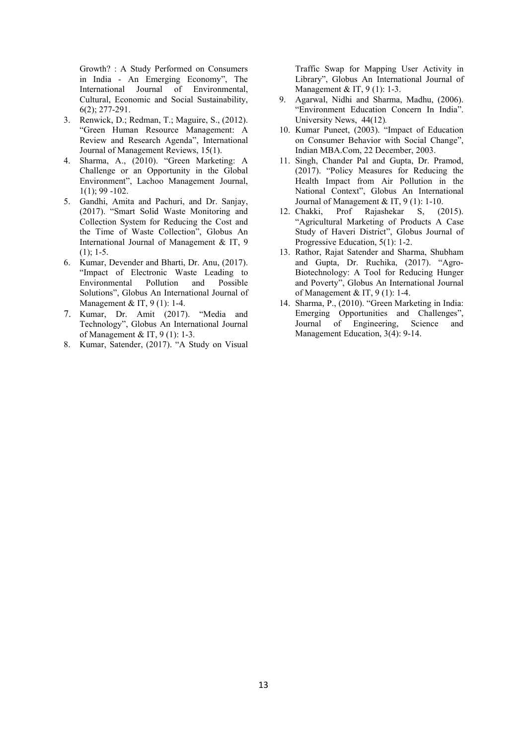Growth? : A Study Performed on Consumers in India - An Emerging Economy", The International Journal of Environmental, Cultural, Economic and Social Sustainability, 6(2); 277-291.

3. Renwick, D.; Redman, T.; Maguire, S., (2012). "Green Human Resource Management: A Review and Research Agenda", International Journal of Management Reviews, 15(1).
4. Sharma, A., (2010). "Green Marketing: A Challenge or an Opportunity in the Global Environment", Lachoo Management Journal, 1(1); 99 -102.
5. Gandhi, Amita and Pachuri, and Dr. Sanjay, (2017). "Smart Solid Waste Monitoring and Collection System for Reducing the Cost and the Time of Waste Collection", Globus An International Journal of Management & IT, 9 (1); 1-5.
6. Kumar, Devender and Bharti, Dr. Anu, (2017). "Impact of Electronic Waste Leading to Environmental Pollution and Possible Solutions", Globus An International Journal of Management & IT, 9 (1): 1-4.
7. Kumar, Dr. Amit (2017). "Media and Technology", Globus An International Journal of Management & IT, 9 (1): 1-3.
8. Kumar, Satender, (2017). "A Study on Visual Traffic Swap for Mapping User Activity in Library", Globus An International Journal of Management & IT, 9 (1): 1-3.
9. Agarwal, Nidhi and Sharma, Madhu, (2006). "Environment Education Concern In India". University News, 44(12).
10. Kumar Puneet, (2003). "Impact of Education on Consumer Behavior with Social Change", Indian MBA.Com, 22 December, 2003.
11. Singh, Chander Pal and Gupta, Dr. Pramod, (2017). "Policy Measures for Reducing the Health Impact from Air Pollution in the National Context", Globus An International Journal of Management & IT, 9 (1): 1-10.
12. Chakki, Prof Rajashekar S, (2015). "Agricultural Marketing of Products A Case Study of Haveri District", Globus Journal of Progressive Education, 5(1): 1-2.
13. Rathor, Rajat Satender and Sharma, Shubham and Gupta, Dr. Ruchika, (2017). "Agro-Biotechnology: A Tool for Reducing Hunger and Poverty", Globus An International Journal of Management & IT, 9 (1): 1-4.
14. Sharma, P., (2010). "Green Marketing in India: Emerging Opportunities and Challenges", Journal of Engineering, Science and Management Education, 3(4): 9-14.